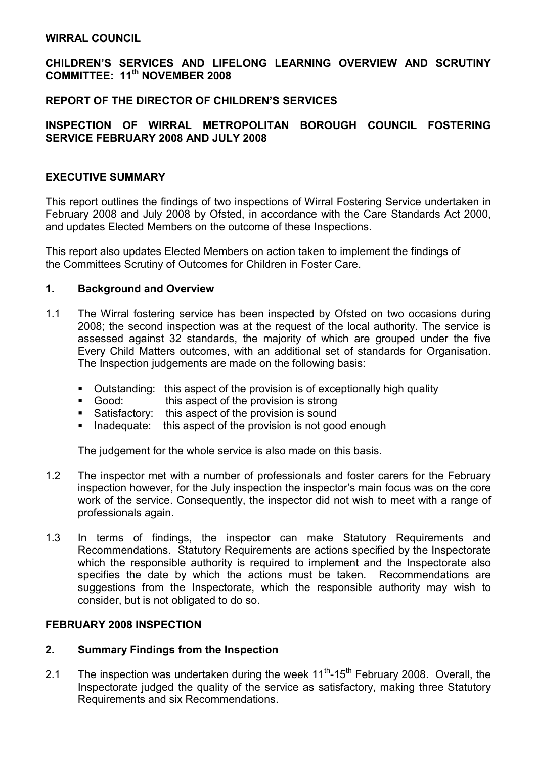**WIRRAL COUNCIL**

**CHILDREN'S SERVICES AND LIFELONG LEARNING OVERVIEW AND SCRUTINY COMMITTEE: 11th NOVEMBER 2008**

**REPORT OF THE DIRECTOR OF CHILDREN'S SERVICES**

**INSPECTION OF WIRRAL METROPOLITAN BOROUGH COUNCIL FOSTERING SERVICE FEBRUARY 2008 AND JULY 2008**

---

## EXECUTIVE SUMMARY

This report outlines the findings of two inspections of Wirral Fostering Service undertaken in February 2008 and July 2008 by Ofsted, in accordance with the Care Standards Act 2000, and updates Elected Members on the outcome of these Inspections.

This report also updates Elected Members on action taken to implement the findings of the Committees Scrutiny of Outcomes for Children in Foster Care.

## 1. Background and Overview

1.1 The Wirral fostering service has been inspected by Ofsted on two occasions during 2008; the second inspection was at the request of the local authority. The service is assessed against 32 standards, the majority of which are grouped under the five Every Child Matters outcomes, with an additional set of standards for Organisation. The Inspection judgements are made on the following basis:

- Outstanding: this aspect of the provision is of exceptionally high quality
- Good: this aspect of the provision is strong
- Satisfactory: this aspect of the provision is sound
- Inadequate: this aspect of the provision is not good enough

The judgement for the whole service is also made on this basis.

1.2 The inspector met with a number of professionals and foster carers for the February inspection however, for the July inspection the inspector's main focus was on the core work of the service. Consequently, the inspector did not wish to meet with a range of professionals again.

1.3 In terms of findings, the inspector can make Statutory Requirements and Recommendations. Statutory Requirements are actions specified by the Inspectorate which the responsible authority is required to implement and the Inspectorate also specifies the date by which the actions must be taken. Recommendations are suggestions from the Inspectorate, which the responsible authority may wish to consider, but is not obligated to do so.

## FEBRUARY 2008 INSPECTION

## 2. Summary Findings from the Inspection

2.1 The inspection was undertaken during the week 11th-15th February 2008. Overall, the Inspectorate judged the quality of the service as satisfactory, making three Statutory Requirements and six Recommendations.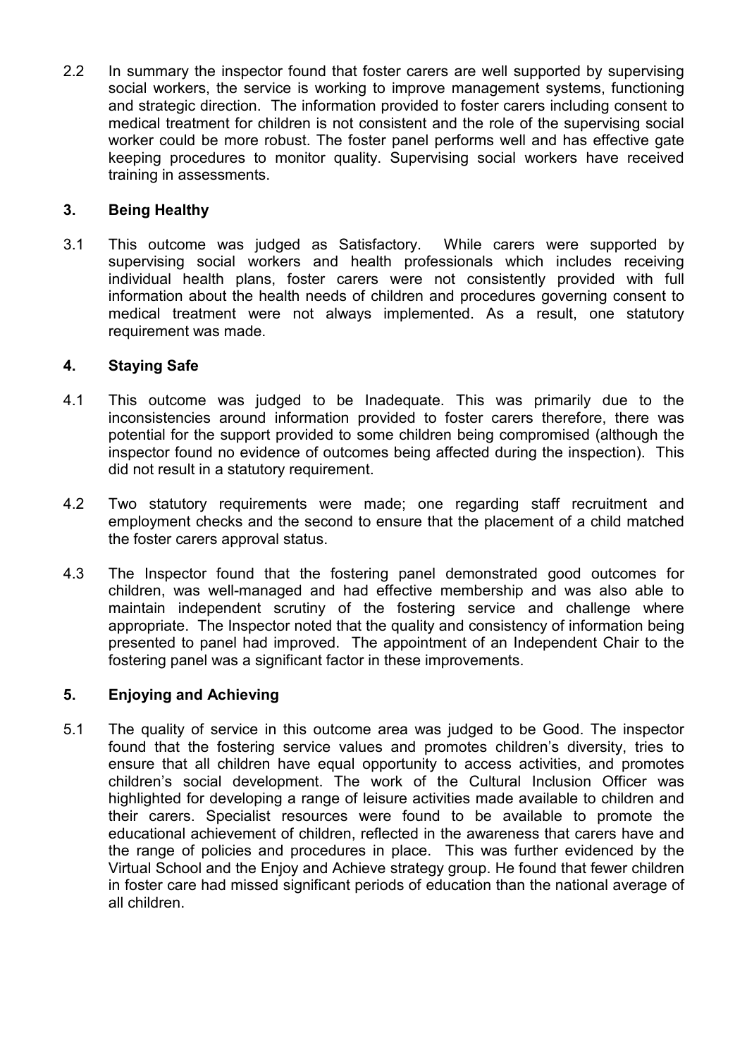2.2 In summary the inspector found that foster carers are well supported by supervising social workers, the service is working to improve management systems, functioning and strategic direction. The information provided to foster carers including consent to medical treatment for children is not consistent and the role of the supervising social worker could be more robust. The foster panel performs well and has effective gate keeping procedures to monitor quality. Supervising social workers have received training in assessments.

## 3. Being Healthy

3.1 This outcome was judged as Satisfactory. While carers were supported by supervising social workers and health professionals which includes receiving individual health plans, foster carers were not consistently provided with full information about the health needs of children and procedures governing consent to medical treatment were not always implemented. As a result, one statutory requirement was made.

## 4. Staying Safe

4.1 This outcome was judged to be Inadequate. This was primarily due to the inconsistencies around information provided to foster carers therefore, there was potential for the support provided to some children being compromised (although the inspector found no evidence of outcomes being affected during the inspection). This did not result in a statutory requirement.

4.2 Two statutory requirements were made; one regarding staff recruitment and employment checks and the second to ensure that the placement of a child matched the foster carers approval status.

4.3 The Inspector found that the fostering panel demonstrated good outcomes for children, was well-managed and had effective membership and was also able to maintain independent scrutiny of the fostering service and challenge where appropriate. The Inspector noted that the quality and consistency of information being presented to panel had improved. The appointment of an Independent Chair to the fostering panel was a significant factor in these improvements.

## 5. Enjoying and Achieving

5.1 The quality of service in this outcome area was judged to be Good. The inspector found that the fostering service values and promotes children's diversity, tries to ensure that all children have equal opportunity to access activities, and promotes children's social development. The work of the Cultural Inclusion Officer was highlighted for developing a range of leisure activities made available to children and their carers. Specialist resources were found to be available to promote the educational achievement of children, reflected in the awareness that carers have and the range of policies and procedures in place. This was further evidenced by the Virtual School and the Enjoy and Achieve strategy group. He found that fewer children in foster care had missed significant periods of education than the national average of all children.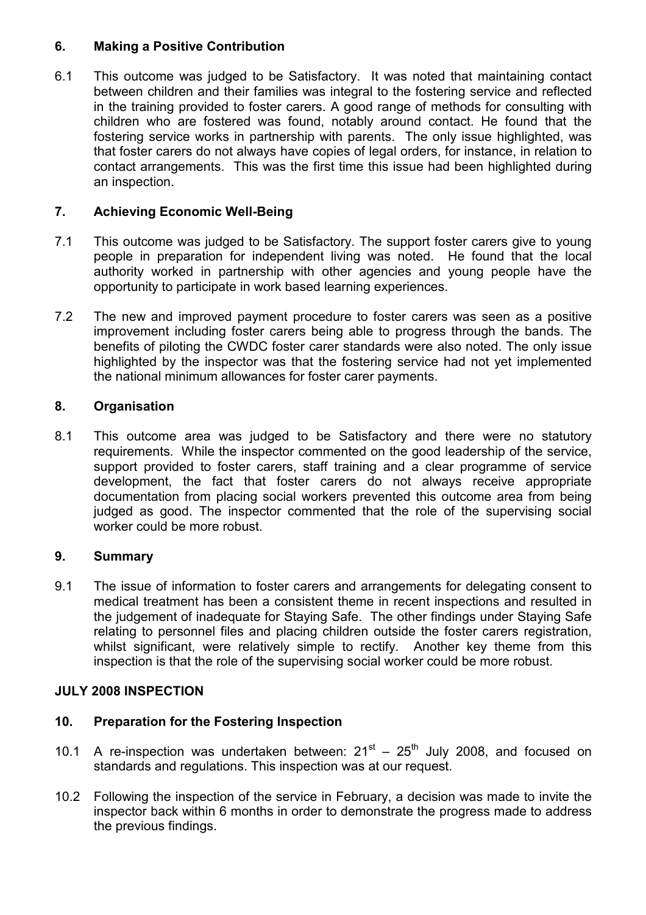## 6. Making a Positive Contribution

6.1 This outcome was judged to be Satisfactory. It was noted that maintaining contact between children and their families was integral to the fostering service and reflected in the training provided to foster carers. A good range of methods for consulting with children who are fostered was found, notably around contact. He found that the fostering service works in partnership with parents. The only issue highlighted, was that foster carers do not always have copies of legal orders, for instance, in relation to contact arrangements. This was the first time this issue had been highlighted during an inspection.

## 7. Achieving Economic Well-Being

7.1 This outcome was judged to be Satisfactory. The support foster carers give to young people in preparation for independent living was noted. He found that the local authority worked in partnership with other agencies and young people have the opportunity to participate in work based learning experiences.

7.2 The new and improved payment procedure to foster carers was seen as a positive improvement including foster carers being able to progress through the bands. The benefits of piloting the CWDC foster carer standards were also noted. The only issue highlighted by the inspector was that the fostering service had not yet implemented the national minimum allowances for foster carer payments.

## 8. Organisation

8.1 This outcome area was judged to be Satisfactory and there were no statutory requirements. While the inspector commented on the good leadership of the service, support provided to foster carers, staff training and a clear programme of service development, the fact that foster carers do not always receive appropriate documentation from placing social workers prevented this outcome area from being judged as good. The inspector commented that the role of the supervising social worker could be more robust.

## 9. Summary

9.1 The issue of information to foster carers and arrangements for delegating consent to medical treatment has been a consistent theme in recent inspections and resulted in the judgement of inadequate for Staying Safe. The other findings under Staying Safe relating to personnel files and placing children outside the foster carers registration, whilst significant, were relatively simple to rectify. Another key theme from this inspection is that the role of the supervising social worker could be more robust.

## JULY 2008 INSPECTION

## 10. Preparation for the Fostering Inspection

10.1 A re-inspection was undertaken between: 21st – 25th July 2008, and focused on standards and regulations. This inspection was at our request.

10.2 Following the inspection of the service in February, a decision was made to invite the inspector back within 6 months in order to demonstrate the progress made to address the previous findings.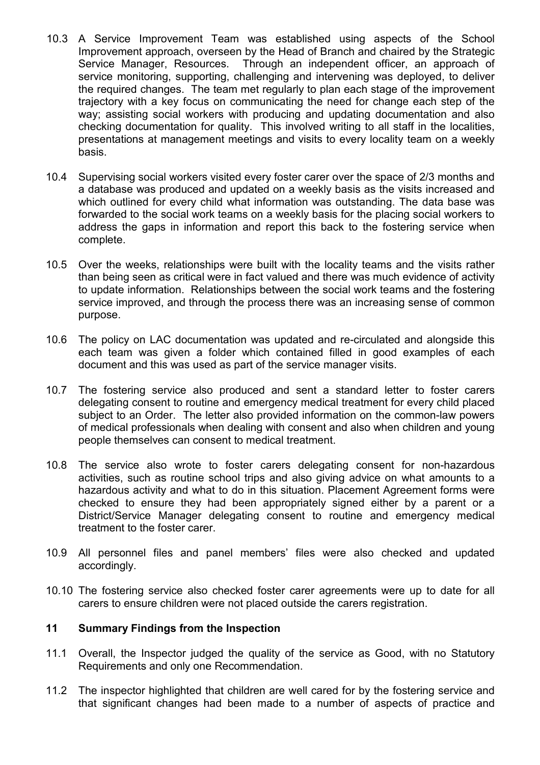10.3 A Service Improvement Team was established using aspects of the School Improvement approach, overseen by the Head of Branch and chaired by the Strategic Service Manager, Resources. Through an independent officer, an approach of service monitoring, supporting, challenging and intervening was deployed, to deliver the required changes. The team met regularly to plan each stage of the improvement trajectory with a key focus on communicating the need for change each step of the way; assisting social workers with producing and updating documentation and also checking documentation for quality. This involved writing to all staff in the localities, presentations at management meetings and visits to every locality team on a weekly basis.

10.4 Supervising social workers visited every foster carer over the space of 2/3 months and a database was produced and updated on a weekly basis as the visits increased and which outlined for every child what information was outstanding. The data base was forwarded to the social work teams on a weekly basis for the placing social workers to address the gaps in information and report this back to the fostering service when complete.

10.5 Over the weeks, relationships were built with the locality teams and the visits rather than being seen as critical were in fact valued and there was much evidence of activity to update information. Relationships between the social work teams and the fostering service improved, and through the process there was an increasing sense of common purpose.

10.6 The policy on LAC documentation was updated and re-circulated and alongside this each team was given a folder which contained filled in good examples of each document and this was used as part of the service manager visits.

10.7 The fostering service also produced and sent a standard letter to foster carers delegating consent to routine and emergency medical treatment for every child placed subject to an Order. The letter also provided information on the common-law powers of medical professionals when dealing with consent and also when children and young people themselves can consent to medical treatment.

10.8 The service also wrote to foster carers delegating consent for non-hazardous activities, such as routine school trips and also giving advice on what amounts to a hazardous activity and what to do in this situation. Placement Agreement forms were checked to ensure they had been appropriately signed either by a parent or a District/Service Manager delegating consent to routine and emergency medical treatment to the foster carer.

10.9 All personnel files and panel members' files were also checked and updated accordingly.

10.10 The fostering service also checked foster carer agreements were up to date for all carers to ensure children were not placed outside the carers registration.

## 11 Summary Findings from the Inspection

11.1 Overall, the Inspector judged the quality of the service as Good, with no Statutory Requirements and only one Recommendation.

11.2 The inspector highlighted that children are well cared for by the fostering service and that significant changes had been made to a number of aspects of practice and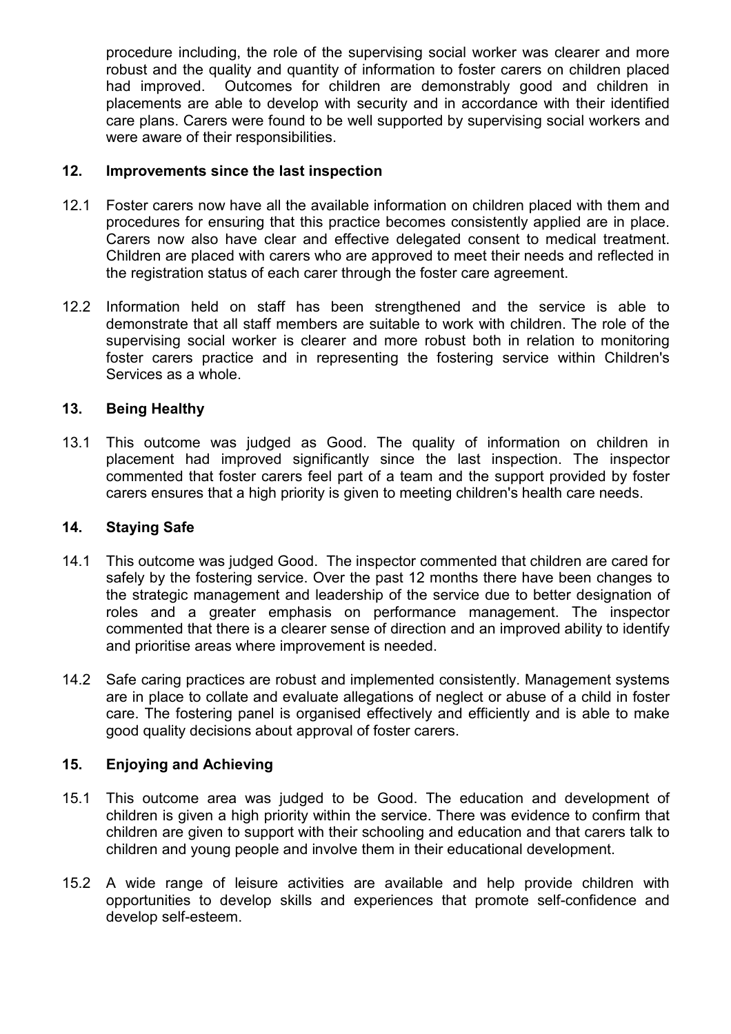procedure including, the role of the supervising social worker was clearer and more robust and the quality and quantity of information to foster carers on children placed had improved. Outcomes for children are demonstrably good and children in placements are able to develop with security and in accordance with their identified care plans. Carers were found to be well supported by supervising social workers and were aware of their responsibilities.

## 12. Improvements since the last inspection

12.1 Foster carers now have all the available information on children placed with them and procedures for ensuring that this practice becomes consistently applied are in place. Carers now also have clear and effective delegated consent to medical treatment. Children are placed with carers who are approved to meet their needs and reflected in the registration status of each carer through the foster care agreement.

12.2 Information held on staff has been strengthened and the service is able to demonstrate that all staff members are suitable to work with children. The role of the supervising social worker is clearer and more robust both in relation to monitoring foster carers practice and in representing the fostering service within Children's Services as a whole.

## 13. Being Healthy

13.1 This outcome was judged as Good. The quality of information on children in placement had improved significantly since the last inspection. The inspector commented that foster carers feel part of a team and the support provided by foster carers ensures that a high priority is given to meeting children's health care needs.

## 14. Staying Safe

14.1 This outcome was judged Good. The inspector commented that children are cared for safely by the fostering service. Over the past 12 months there have been changes to the strategic management and leadership of the service due to better designation of roles and a greater emphasis on performance management. The inspector commented that there is a clearer sense of direction and an improved ability to identify and prioritise areas where improvement is needed.

14.2 Safe caring practices are robust and implemented consistently. Management systems are in place to collate and evaluate allegations of neglect or abuse of a child in foster care. The fostering panel is organised effectively and efficiently and is able to make good quality decisions about approval of foster carers.

## 15. Enjoying and Achieving

15.1 This outcome area was judged to be Good. The education and development of children is given a high priority within the service. There was evidence to confirm that children are given to support with their schooling and education and that carers talk to children and young people and involve them in their educational development.

15.2 A wide range of leisure activities are available and help provide children with opportunities to develop skills and experiences that promote self-confidence and develop self-esteem.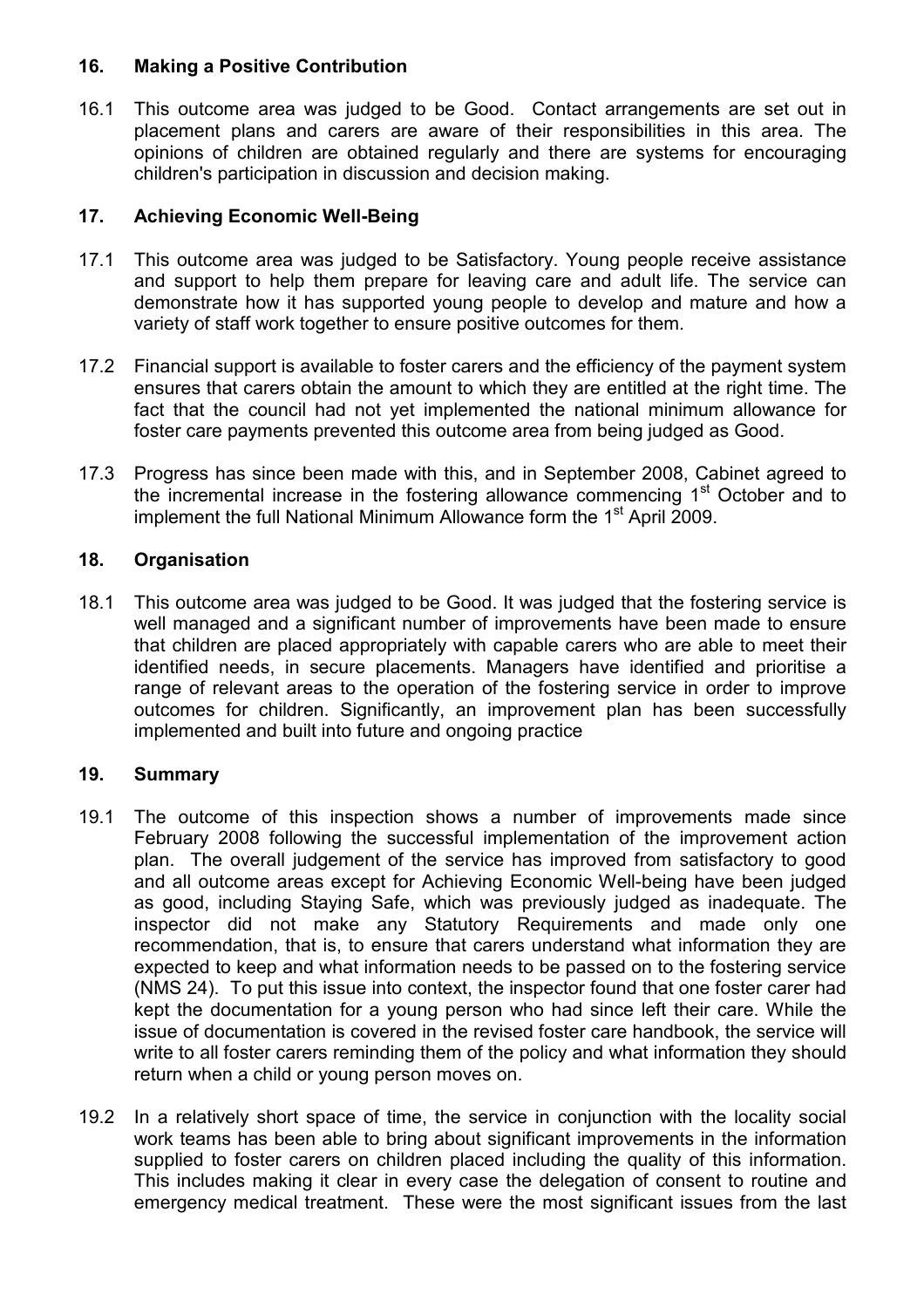## 16. Making a Positive Contribution

16.1 This outcome area was judged to be Good. Contact arrangements are set out in placement plans and carers are aware of their responsibilities in this area. The opinions of children are obtained regularly and there are systems for encouraging children's participation in discussion and decision making.

## 17. Achieving Economic Well-Being

17.1 This outcome area was judged to be Satisfactory. Young people receive assistance and support to help them prepare for leaving care and adult life. The service can demonstrate how it has supported young people to develop and mature and how a variety of staff work together to ensure positive outcomes for them.

17.2 Financial support is available to foster carers and the efficiency of the payment system ensures that carers obtain the amount to which they are entitled at the right time. The fact that the council had not yet implemented the national minimum allowance for foster care payments prevented this outcome area from being judged as Good.

17.3 Progress has since been made with this, and in September 2008, Cabinet agreed to the incremental increase in the fostering allowance commencing 1st October and to implement the full National Minimum Allowance form the 1st April 2009.

## 18. Organisation

18.1 This outcome area was judged to be Good. It was judged that the fostering service is well managed and a significant number of improvements have been made to ensure that children are placed appropriately with capable carers who are able to meet their identified needs, in secure placements. Managers have identified and prioritise a range of relevant areas to the operation of the fostering service in order to improve outcomes for children. Significantly, an improvement plan has been successfully implemented and built into future and ongoing practice

## 19. Summary

19.1 The outcome of this inspection shows a number of improvements made since February 2008 following the successful implementation of the improvement action plan. The overall judgement of the service has improved from satisfactory to good and all outcome areas except for Achieving Economic Well-being have been judged as good, including Staying Safe, which was previously judged as inadequate. The inspector did not make any Statutory Requirements and made only one recommendation, that is, to ensure that carers understand what information they are expected to keep and what information needs to be passed on to the fostering service (NMS 24). To put this issue into context, the inspector found that one foster carer had kept the documentation for a young person who had since left their care. While the issue of documentation is covered in the revised foster care handbook, the service will write to all foster carers reminding them of the policy and what information they should return when a child or young person moves on.

19.2 In a relatively short space of time, the service in conjunction with the locality social work teams has been able to bring about significant improvements in the information supplied to foster carers on children placed including the quality of this information. This includes making it clear in every case the delegation of consent to routine and emergency medical treatment. These were the most significant issues from the last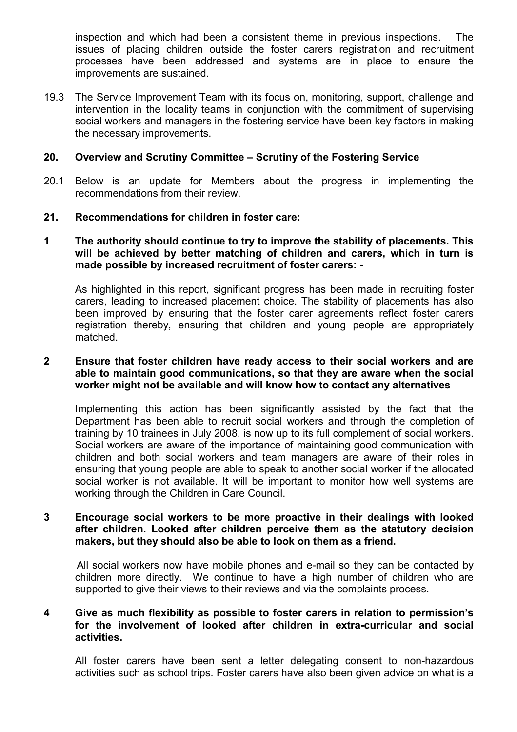inspection and which had been a consistent theme in previous inspections. The issues of placing children outside the foster carers registration and recruitment processes have been addressed and systems are in place to ensure the improvements are sustained.

19.3 The Service Improvement Team with its focus on, monitoring, support, challenge and intervention in the locality teams in conjunction with the commitment of supervising social workers and managers in the fostering service have been key factors in making the necessary improvements.

## 20. Overview and Scrutiny Committee – Scrutiny of the Fostering Service

20.1 Below is an update for Members about the progress in implementing the recommendations from their review.

## 21. Recommendations for children in foster care:

**1 The authority should continue to try to improve the stability of placements. This will be achieved by better matching of children and carers, which in turn is made possible by increased recruitment of foster carers: -**

As highlighted in this report, significant progress has been made in recruiting foster carers, leading to increased placement choice. The stability of placements has also been improved by ensuring that the foster carer agreements reflect foster carers registration thereby, ensuring that children and young people are appropriately matched.

**2 Ensure that foster children have ready access to their social workers and are able to maintain good communications, so that they are aware when the social worker might not be available and will know how to contact any alternatives**

Implementing this action has been significantly assisted by the fact that the Department has been able to recruit social workers and through the completion of training by 10 trainees in July 2008, is now up to its full complement of social workers. Social workers are aware of the importance of maintaining good communication with children and both social workers and team managers are aware of their roles in ensuring that young people are able to speak to another social worker if the allocated social worker is not available. It will be important to monitor how well systems are working through the Children in Care Council.

**3 Encourage social workers to be more proactive in their dealings with looked after children. Looked after children perceive them as the statutory decision makers, but they should also be able to look on them as a friend.**

All social workers now have mobile phones and e-mail so they can be contacted by children more directly. We continue to have a high number of children who are supported to give their views to their reviews and via the complaints process.

**4 Give as much flexibility as possible to foster carers in relation to permission's for the involvement of looked after children in extra-curricular and social activities.**

All foster carers have been sent a letter delegating consent to non-hazardous activities such as school trips. Foster carers have also been given advice on what is a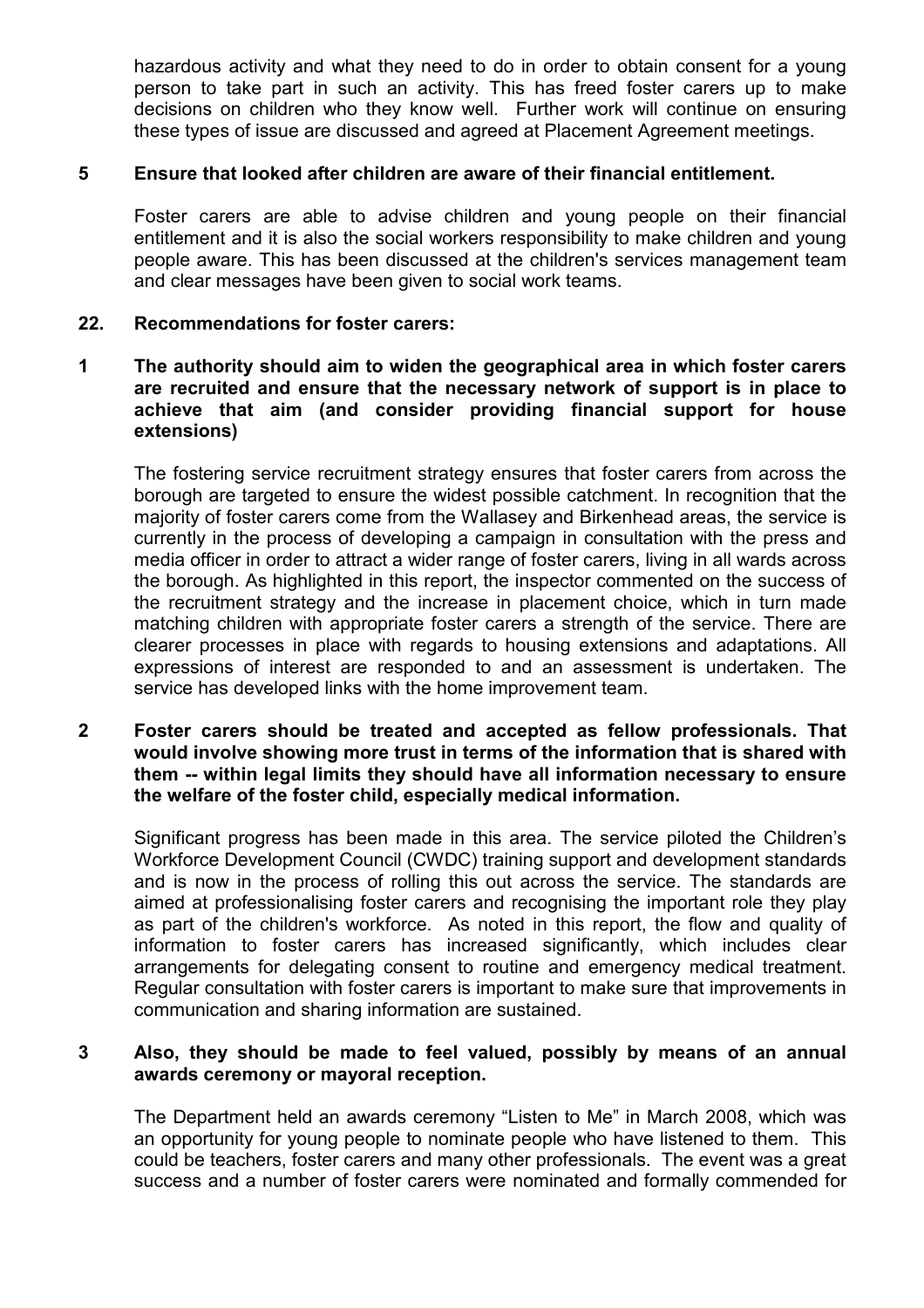hazardous activity and what they need to do in order to obtain consent for a young person to take part in such an activity. This has freed foster carers up to make decisions on children who they know well. Further work will continue on ensuring these types of issue are discussed and agreed at Placement Agreement meetings.

**5 Ensure that looked after children are aware of their financial entitlement.**

Foster carers are able to advise children and young people on their financial entitlement and it is also the social workers responsibility to make children and young people aware. This has been discussed at the children's services management team and clear messages have been given to social work teams.

**22. Recommendations for foster carers:**

**1 The authority should aim to widen the geographical area in which foster carers are recruited and ensure that the necessary network of support is in place to achieve that aim (and consider providing financial support for house extensions)**

The fostering service recruitment strategy ensures that foster carers from across the borough are targeted to ensure the widest possible catchment. In recognition that the majority of foster carers come from the Wallasey and Birkenhead areas, the service is currently in the process of developing a campaign in consultation with the press and media officer in order to attract a wider range of foster carers, living in all wards across the borough. As highlighted in this report, the inspector commented on the success of the recruitment strategy and the increase in placement choice, which in turn made matching children with appropriate foster carers a strength of the service. There are clearer processes in place with regards to housing extensions and adaptations. All expressions of interest are responded to and an assessment is undertaken. The service has developed links with the home improvement team.

**2 Foster carers should be treated and accepted as fellow professionals. That would involve showing more trust in terms of the information that is shared with them -- within legal limits they should have all information necessary to ensure the welfare of the foster child, especially medical information.**

Significant progress has been made in this area. The service piloted the Children's Workforce Development Council (CWDC) training support and development standards and is now in the process of rolling this out across the service. The standards are aimed at professionalising foster carers and recognising the important role they play as part of the children's workforce. As noted in this report, the flow and quality of information to foster carers has increased significantly, which includes clear arrangements for delegating consent to routine and emergency medical treatment. Regular consultation with foster carers is important to make sure that improvements in communication and sharing information are sustained.

**3 Also, they should be made to feel valued, possibly by means of an annual awards ceremony or mayoral reception.**

The Department held an awards ceremony "Listen to Me" in March 2008, which was an opportunity for young people to nominate people who have listened to them. This could be teachers, foster carers and many other professionals. The event was a great success and a number of foster carers were nominated and formally commended for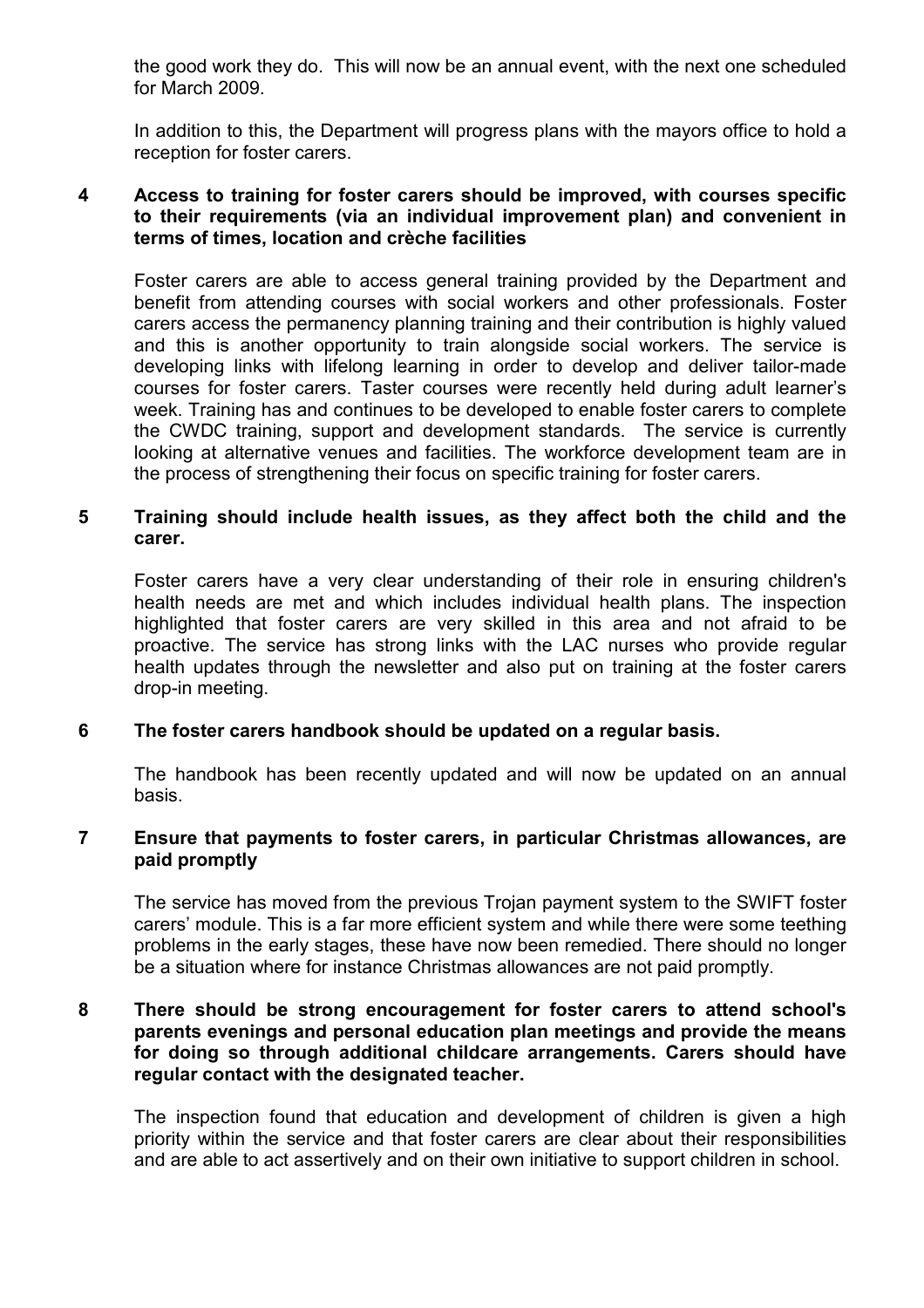the good work they do. This will now be an annual event, with the next one scheduled for March 2009.

In addition to this, the Department will progress plans with the mayors office to hold a reception for foster carers.

**4 Access to training for foster carers should be improved, with courses specific to their requirements (via an individual improvement plan) and convenient in terms of times, location and crèche facilities**

Foster carers are able to access general training provided by the Department and benefit from attending courses with social workers and other professionals. Foster carers access the permanency planning training and their contribution is highly valued and this is another opportunity to train alongside social workers. The service is developing links with lifelong learning in order to develop and deliver tailor-made courses for foster carers. Taster courses were recently held during adult learner's week. Training has and continues to be developed to enable foster carers to complete the CWDC training, support and development standards. The service is currently looking at alternative venues and facilities. The workforce development team are in the process of strengthening their focus on specific training for foster carers.

**5 Training should include health issues, as they affect both the child and the carer.**

Foster carers have a very clear understanding of their role in ensuring children's health needs are met and which includes individual health plans. The inspection highlighted that foster carers are very skilled in this area and not afraid to be proactive. The service has strong links with the LAC nurses who provide regular health updates through the newsletter and also put on training at the foster carers drop-in meeting.

**6 The foster carers handbook should be updated on a regular basis.**

The handbook has been recently updated and will now be updated on an annual basis.

**7 Ensure that payments to foster carers, in particular Christmas allowances, are paid promptly**

The service has moved from the previous Trojan payment system to the SWIFT foster carers' module. This is a far more efficient system and while there were some teething problems in the early stages, these have now been remedied. There should no longer be a situation where for instance Christmas allowances are not paid promptly.

**8 There should be strong encouragement for foster carers to attend school's parents evenings and personal education plan meetings and provide the means for doing so through additional childcare arrangements. Carers should have regular contact with the designated teacher.**

The inspection found that education and development of children is given a high priority within the service and that foster carers are clear about their responsibilities and are able to act assertively and on their own initiative to support children in school.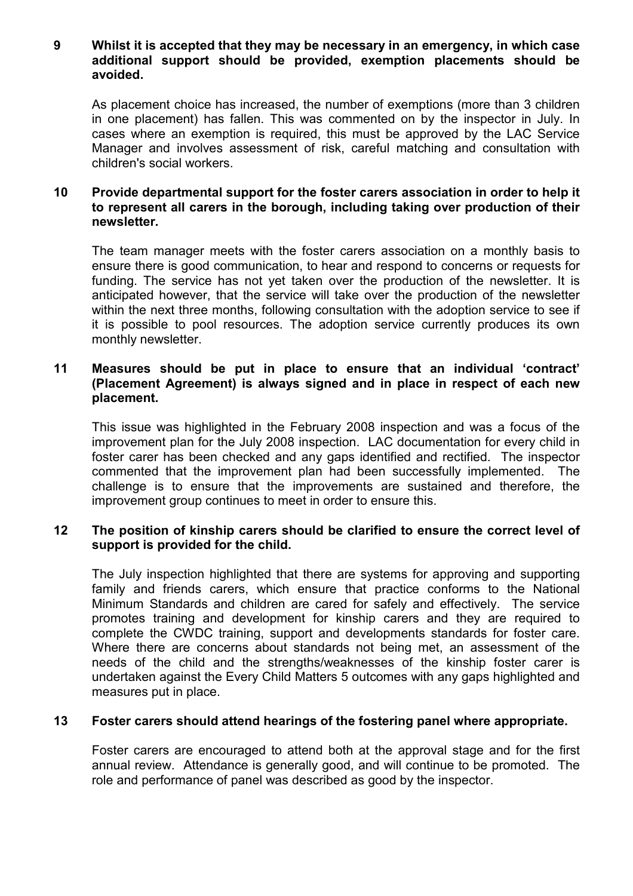**9 Whilst it is accepted that they may be necessary in an emergency, in which case additional support should be provided, exemption placements should be avoided.**

As placement choice has increased, the number of exemptions (more than 3 children in one placement) has fallen. This was commented on by the inspector in July. In cases where an exemption is required, this must be approved by the LAC Service Manager and involves assessment of risk, careful matching and consultation with children's social workers.

**10 Provide departmental support for the foster carers association in order to help it to represent all carers in the borough, including taking over production of their newsletter.**

The team manager meets with the foster carers association on a monthly basis to ensure there is good communication, to hear and respond to concerns or requests for funding. The service has not yet taken over the production of the newsletter. It is anticipated however, that the service will take over the production of the newsletter within the next three months, following consultation with the adoption service to see if it is possible to pool resources. The adoption service currently produces its own monthly newsletter.

**11 Measures should be put in place to ensure that an individual 'contract' (Placement Agreement) is always signed and in place in respect of each new placement.**

This issue was highlighted in the February 2008 inspection and was a focus of the improvement plan for the July 2008 inspection. LAC documentation for every child in foster carer has been checked and any gaps identified and rectified. The inspector commented that the improvement plan had been successfully implemented. The challenge is to ensure that the improvements are sustained and therefore, the improvement group continues to meet in order to ensure this.

**12 The position of kinship carers should be clarified to ensure the correct level of support is provided for the child.**

The July inspection highlighted that there are systems for approving and supporting family and friends carers, which ensure that practice conforms to the National Minimum Standards and children are cared for safely and effectively. The service promotes training and development for kinship carers and they are required to complete the CWDC training, support and developments standards for foster care. Where there are concerns about standards not being met, an assessment of the needs of the child and the strengths/weaknesses of the kinship foster carer is undertaken against the Every Child Matters 5 outcomes with any gaps highlighted and measures put in place.

**13 Foster carers should attend hearings of the fostering panel where appropriate.**

Foster carers are encouraged to attend both at the approval stage and for the first annual review. Attendance is generally good, and will continue to be promoted. The role and performance of panel was described as good by the inspector.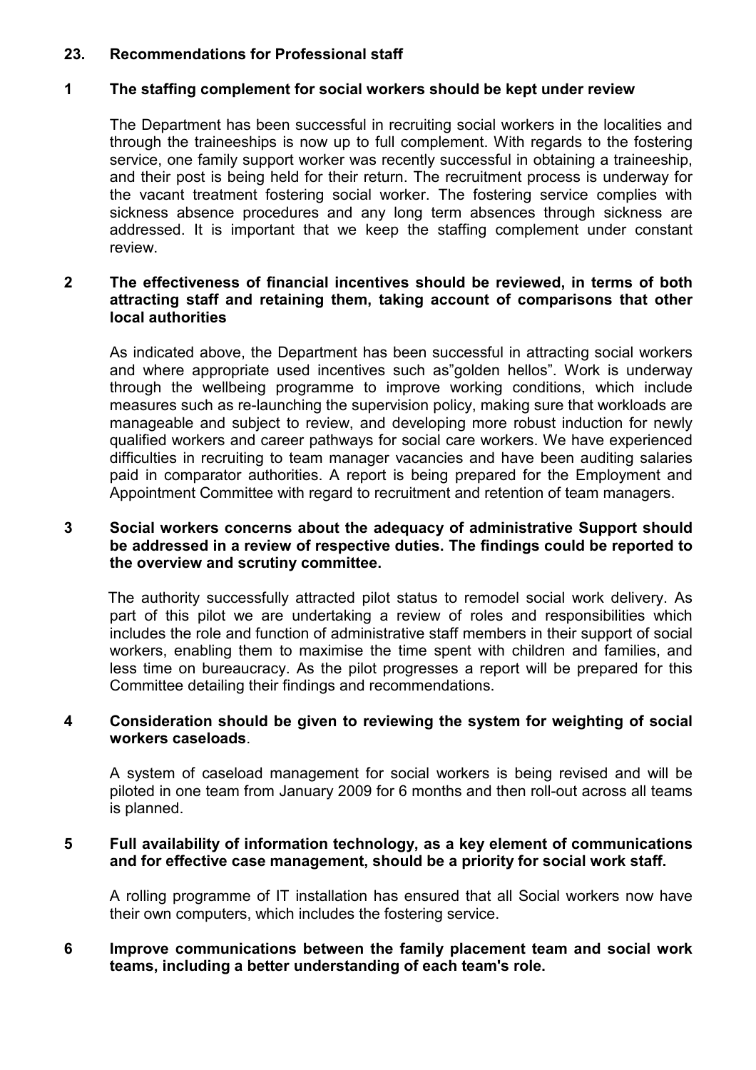## 23. Recommendations for Professional staff

### 1 The staffing complement for social workers should be kept under review

The Department has been successful in recruiting social workers in the localities and through the traineeships is now up to full complement. With regards to the fostering service, one family support worker was recently successful in obtaining a traineeship, and their post is being held for their return. The recruitment process is underway for the vacant treatment fostering social worker. The fostering service complies with sickness absence procedures and any long term absences through sickness are addressed. It is important that we keep the staffing complement under constant review.

### 2 The effectiveness of financial incentives should be reviewed, in terms of both attracting staff and retaining them, taking account of comparisons that other local authorities

As indicated above, the Department has been successful in attracting social workers and where appropriate used incentives such as"golden hellos". Work is underway through the wellbeing programme to improve working conditions, which include measures such as re-launching the supervision policy, making sure that workloads are manageable and subject to review, and developing more robust induction for newly qualified workers and career pathways for social care workers. We have experienced difficulties in recruiting to team manager vacancies and have been auditing salaries paid in comparator authorities. A report is being prepared for the Employment and Appointment Committee with regard to recruitment and retention of team managers.

### 3 Social workers concerns about the adequacy of administrative Support should be addressed in a review of respective duties. The findings could be reported to the overview and scrutiny committee.

The authority successfully attracted pilot status to remodel social work delivery. As part of this pilot we are undertaking a review of roles and responsibilities which includes the role and function of administrative staff members in their support of social workers, enabling them to maximise the time spent with children and families, and less time on bureaucracy. As the pilot progresses a report will be prepared for this Committee detailing their findings and recommendations.

### 4 Consideration should be given to reviewing the system for weighting of social workers caseloads.

A system of caseload management for social workers is being revised and will be piloted in one team from January 2009 for 6 months and then roll-out across all teams is planned.

### 5 Full availability of information technology, as a key element of communications and for effective case management, should be a priority for social work staff.

A rolling programme of IT installation has ensured that all Social workers now have their own computers, which includes the fostering service.

### 6 Improve communications between the family placement team and social work teams, including a better understanding of each team's role.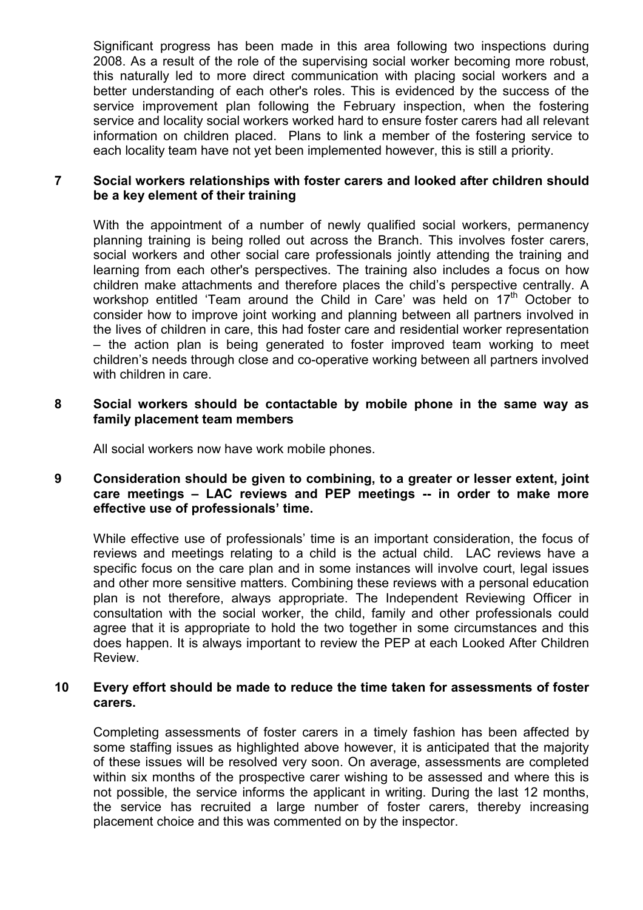Significant progress has been made in this area following two inspections during 2008. As a result of the role of the supervising social worker becoming more robust, this naturally led to more direct communication with placing social workers and a better understanding of each other's roles. This is evidenced by the success of the service improvement plan following the February inspection, when the fostering service and locality social workers worked hard to ensure foster carers had all relevant information on children placed. Plans to link a member of the fostering service to each locality team have not yet been implemented however, this is still a priority.

**7 Social workers relationships with foster carers and looked after children should be a key element of their training**

With the appointment of a number of newly qualified social workers, permanency planning training is being rolled out across the Branch. This involves foster carers, social workers and other social care professionals jointly attending the training and learning from each other's perspectives. The training also includes a focus on how children make attachments and therefore places the child's perspective centrally. A workshop entitled 'Team around the Child in Care' was held on 17th October to consider how to improve joint working and planning between all partners involved in the lives of children in care, this had foster care and residential worker representation – the action plan is being generated to foster improved team working to meet children's needs through close and co-operative working between all partners involved with children in care.

**8 Social workers should be contactable by mobile phone in the same way as family placement team members**

All social workers now have work mobile phones.

**9 Consideration should be given to combining, to a greater or lesser extent, joint care meetings – LAC reviews and PEP meetings -- in order to make more effective use of professionals' time.**

While effective use of professionals' time is an important consideration, the focus of reviews and meetings relating to a child is the actual child. LAC reviews have a specific focus on the care plan and in some instances will involve court, legal issues and other more sensitive matters. Combining these reviews with a personal education plan is not therefore, always appropriate. The Independent Reviewing Officer in consultation with the social worker, the child, family and other professionals could agree that it is appropriate to hold the two together in some circumstances and this does happen. It is always important to review the PEP at each Looked After Children Review.

**10 Every effort should be made to reduce the time taken for assessments of foster carers.**

Completing assessments of foster carers in a timely fashion has been affected by some staffing issues as highlighted above however, it is anticipated that the majority of these issues will be resolved very soon. On average, assessments are completed within six months of the prospective carer wishing to be assessed and where this is not possible, the service informs the applicant in writing. During the last 12 months, the service has recruited a large number of foster carers, thereby increasing placement choice and this was commented on by the inspector.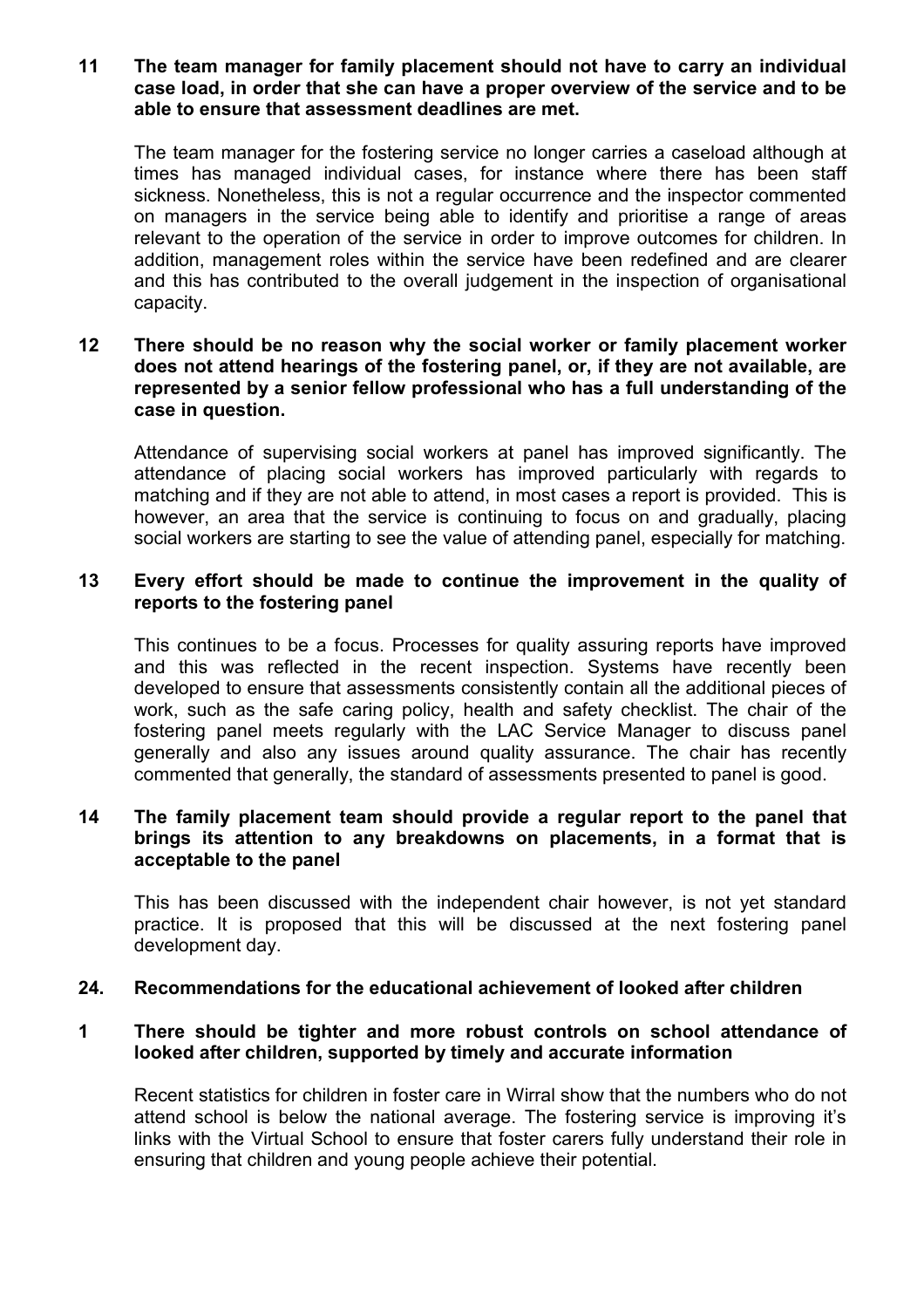**11 The team manager for family placement should not have to carry an individual case load, in order that she can have a proper overview of the service and to be able to ensure that assessment deadlines are met.**

The team manager for the fostering service no longer carries a caseload although at times has managed individual cases, for instance where there has been staff sickness. Nonetheless, this is not a regular occurrence and the inspector commented on managers in the service being able to identify and prioritise a range of areas relevant to the operation of the service in order to improve outcomes for children. In addition, management roles within the service have been redefined and are clearer and this has contributed to the overall judgement in the inspection of organisational capacity.

**12 There should be no reason why the social worker or family placement worker does not attend hearings of the fostering panel, or, if they are not available, are represented by a senior fellow professional who has a full understanding of the case in question.**

Attendance of supervising social workers at panel has improved significantly. The attendance of placing social workers has improved particularly with regards to matching and if they are not able to attend, in most cases a report is provided. This is however, an area that the service is continuing to focus on and gradually, placing social workers are starting to see the value of attending panel, especially for matching.

**13 Every effort should be made to continue the improvement in the quality of reports to the fostering panel**

This continues to be a focus. Processes for quality assuring reports have improved and this was reflected in the recent inspection. Systems have recently been developed to ensure that assessments consistently contain all the additional pieces of work, such as the safe caring policy, health and safety checklist. The chair of the fostering panel meets regularly with the LAC Service Manager to discuss panel generally and also any issues around quality assurance. The chair has recently commented that generally, the standard of assessments presented to panel is good.

**14 The family placement team should provide a regular report to the panel that brings its attention to any breakdowns on placements, in a format that is acceptable to the panel**

This has been discussed with the independent chair however, is not yet standard practice. It is proposed that this will be discussed at the next fostering panel development day.

**24. Recommendations for the educational achievement of looked after children**

**1 There should be tighter and more robust controls on school attendance of looked after children, supported by timely and accurate information**

Recent statistics for children in foster care in Wirral show that the numbers who do not attend school is below the national average. The fostering service is improving it's links with the Virtual School to ensure that foster carers fully understand their role in ensuring that children and young people achieve their potential.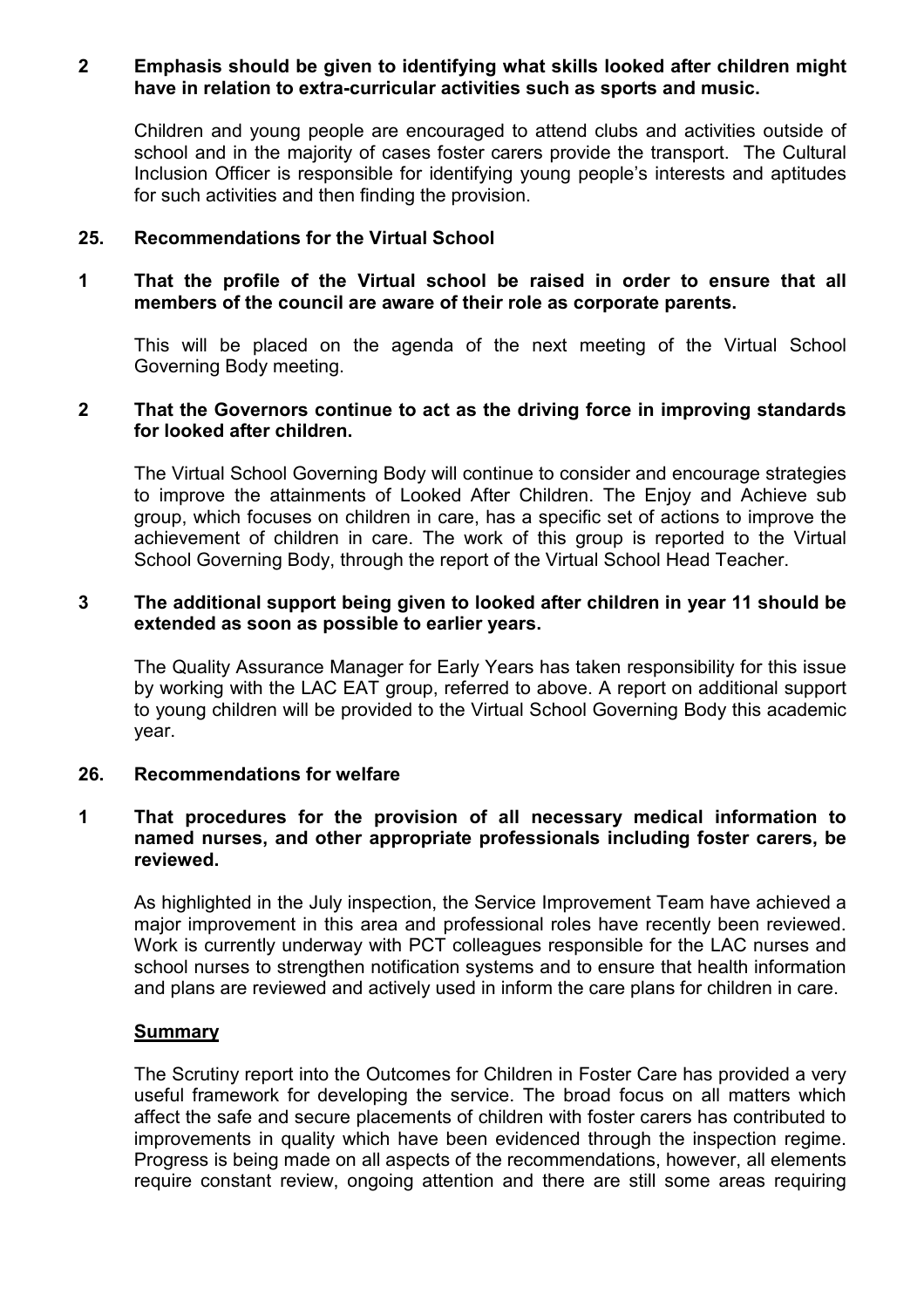**2 Emphasis should be given to identifying what skills looked after children might have in relation to extra-curricular activities such as sports and music.**

Children and young people are encouraged to attend clubs and activities outside of school and in the majority of cases foster carers provide the transport. The Cultural Inclusion Officer is responsible for identifying young people's interests and aptitudes for such activities and then finding the provision.

**25. Recommendations for the Virtual School**

**1 That the profile of the Virtual school be raised in order to ensure that all members of the council are aware of their role as corporate parents.**

This will be placed on the agenda of the next meeting of the Virtual School Governing Body meeting.

**2 That the Governors continue to act as the driving force in improving standards for looked after children.**

The Virtual School Governing Body will continue to consider and encourage strategies to improve the attainments of Looked After Children. The Enjoy and Achieve sub group, which focuses on children in care, has a specific set of actions to improve the achievement of children in care. The work of this group is reported to the Virtual School Governing Body, through the report of the Virtual School Head Teacher.

**3 The additional support being given to looked after children in year 11 should be extended as soon as possible to earlier years.**

The Quality Assurance Manager for Early Years has taken responsibility for this issue by working with the LAC EAT group, referred to above. A report on additional support to young children will be provided to the Virtual School Governing Body this academic year.

**26. Recommendations for welfare**

**1 That procedures for the provision of all necessary medical information to named nurses, and other appropriate professionals including foster carers, be reviewed.**

As highlighted in the July inspection, the Service Improvement Team have achieved a major improvement in this area and professional roles have recently been reviewed. Work is currently underway with PCT colleagues responsible for the LAC nurses and school nurses to strengthen notification systems and to ensure that health information and plans are reviewed and actively used in inform the care plans for children in care.

**Summary**

The Scrutiny report into the Outcomes for Children in Foster Care has provided a very useful framework for developing the service. The broad focus on all matters which affect the safe and secure placements of children with foster carers has contributed to improvements in quality which have been evidenced through the inspection regime. Progress is being made on all aspects of the recommendations, however, all elements require constant review, ongoing attention and there are still some areas requiring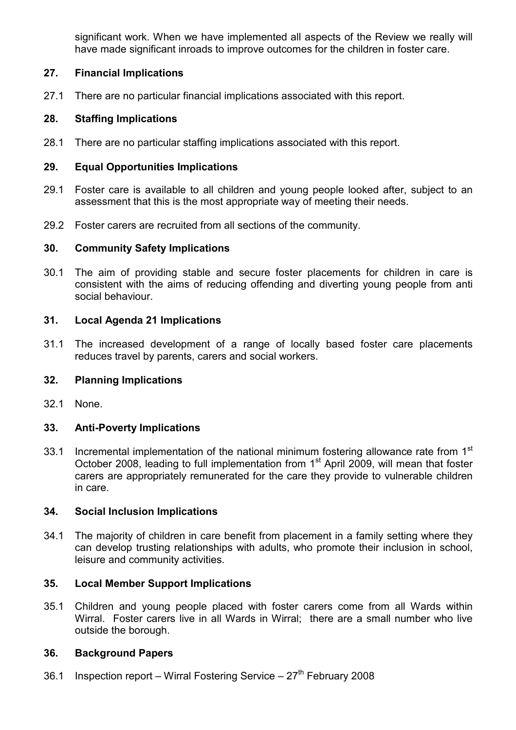significant work. When we have implemented all aspects of the Review we really will have made significant inroads to improve outcomes for the children in foster care.

## 27. Financial Implications

27.1 There are no particular financial implications associated with this report.

## 28. Staffing Implications

28.1 There are no particular staffing implications associated with this report.

## 29. Equal Opportunities Implications

29.1 Foster care is available to all children and young people looked after, subject to an assessment that this is the most appropriate way of meeting their needs.

29.2 Foster carers are recruited from all sections of the community.

## 30. Community Safety Implications

30.1 The aim of providing stable and secure foster placements for children in care is consistent with the aims of reducing offending and diverting young people from anti social behaviour.

## 31. Local Agenda 21 Implications

31.1 The increased development of a range of locally based foster care placements reduces travel by parents, carers and social workers.

## 32. Planning Implications

32.1 None.

## 33. Anti-Poverty Implications

33.1 Incremental implementation of the national minimum fostering allowance rate from 1st October 2008, leading to full implementation from 1st April 2009, will mean that foster carers are appropriately remunerated for the care they provide to vulnerable children in care.

## 34. Social Inclusion Implications

34.1 The majority of children in care benefit from placement in a family setting where they can develop trusting relationships with adults, who promote their inclusion in school, leisure and community activities.

## 35. Local Member Support Implications

35.1 Children and young people placed with foster carers come from all Wards within Wirral. Foster carers live in all Wards in Wirral; there are a small number who live outside the borough.

## 36. Background Papers

36.1 Inspection report – Wirral Fostering Service – 27th February 2008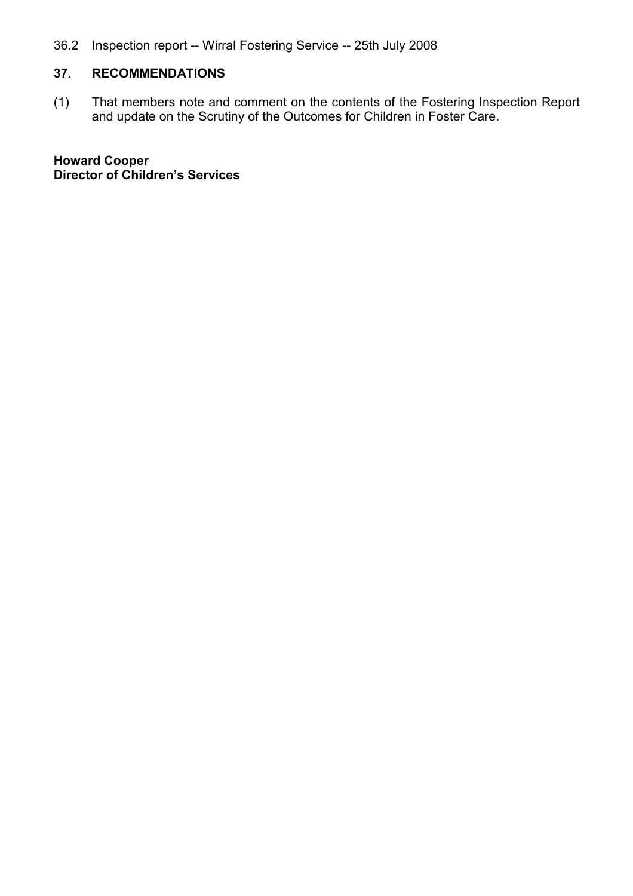36.2 Inspection report -- Wirral Fostering Service -- 25th July 2008

## 37. RECOMMENDATIONS

(1) That members note and comment on the contents of the Fostering Inspection Report and update on the Scrutiny of the Outcomes for Children in Foster Care.

**Howard Cooper**
**Director of Children's Services**